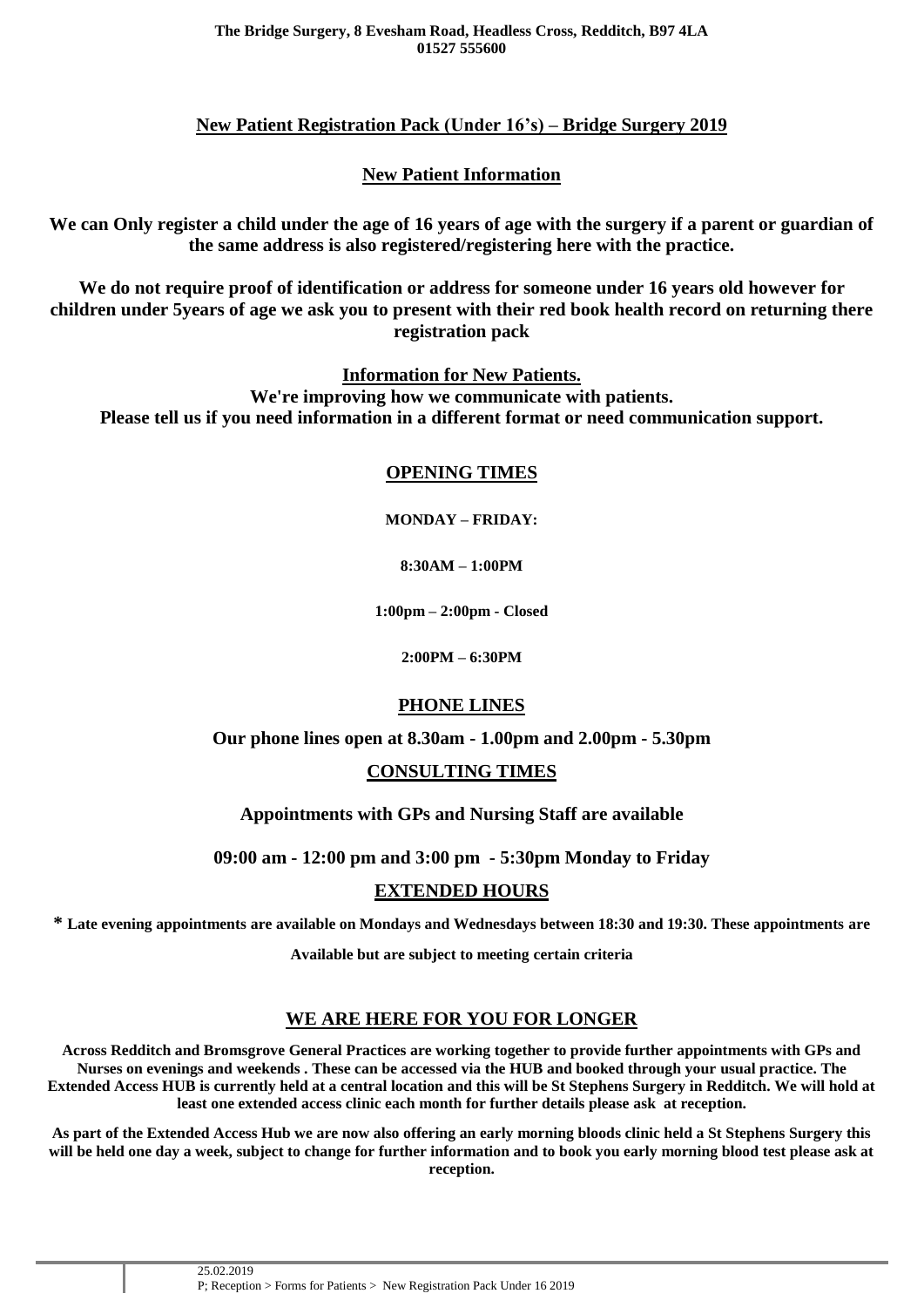**The Bridge Surgery, 8 Evesham Road, Headless Cross, Redditch, B97 4LA**
**01527 555600**

## New Patient Registration Pack (Under 16's) – Bridge Surgery 2019

### New Patient Information

**We can Only register a child under the age of 16 years of age with the surgery if a parent or guardian of the same address is also registered/registering here with the practice.**

**We do not require proof of identification or address for someone under 16 years old however for children under 5years of age we ask you to present with their red book health record on returning there registration pack**

**Information for New Patients.**
**We're improving how we communicate with patients.**
**Please tell us if you need information in a different format or need communication support.**

### OPENING TIMES

**MONDAY – FRIDAY:**

**8:30AM – 1:00PM**

**1:00pm – 2:00pm - Closed**

**2:00PM – 6:30PM**

### PHONE LINES

**Our phone lines open at 8.30am - 1.00pm and 2.00pm - 5.30pm**

### CONSULTING TIMES

**Appointments with GPs and Nursing Staff are available**

**09:00 am - 12:00 pm and 3:00 pm - 5:30pm Monday to Friday**

### EXTENDED HOURS

**\* Late evening appointments are available on Mondays and Wednesdays between 18:30 and 19:30. These appointments are Available but are subject to meeting certain criteria**

### WE ARE HERE FOR YOU FOR LONGER

**Across Redditch and Bromsgrove General Practices are working together to provide further appointments with GPs and Nurses on evenings and weekends . These can be accessed via the HUB and booked through your usual practice. The Extended Access HUB is currently held at a central location and this will be St Stephens Surgery in Redditch. We will hold at least one extended access clinic each month for further details please ask at reception.**

**As part of the Extended Access Hub we are now also offering an early morning bloods clinic held a St Stephens Surgery this will be held one day a week, subject to change for further information and to book you early morning blood test please ask at reception.**

25.02.2019
P; Reception > Forms for Patients > New Registration Pack Under 16 2019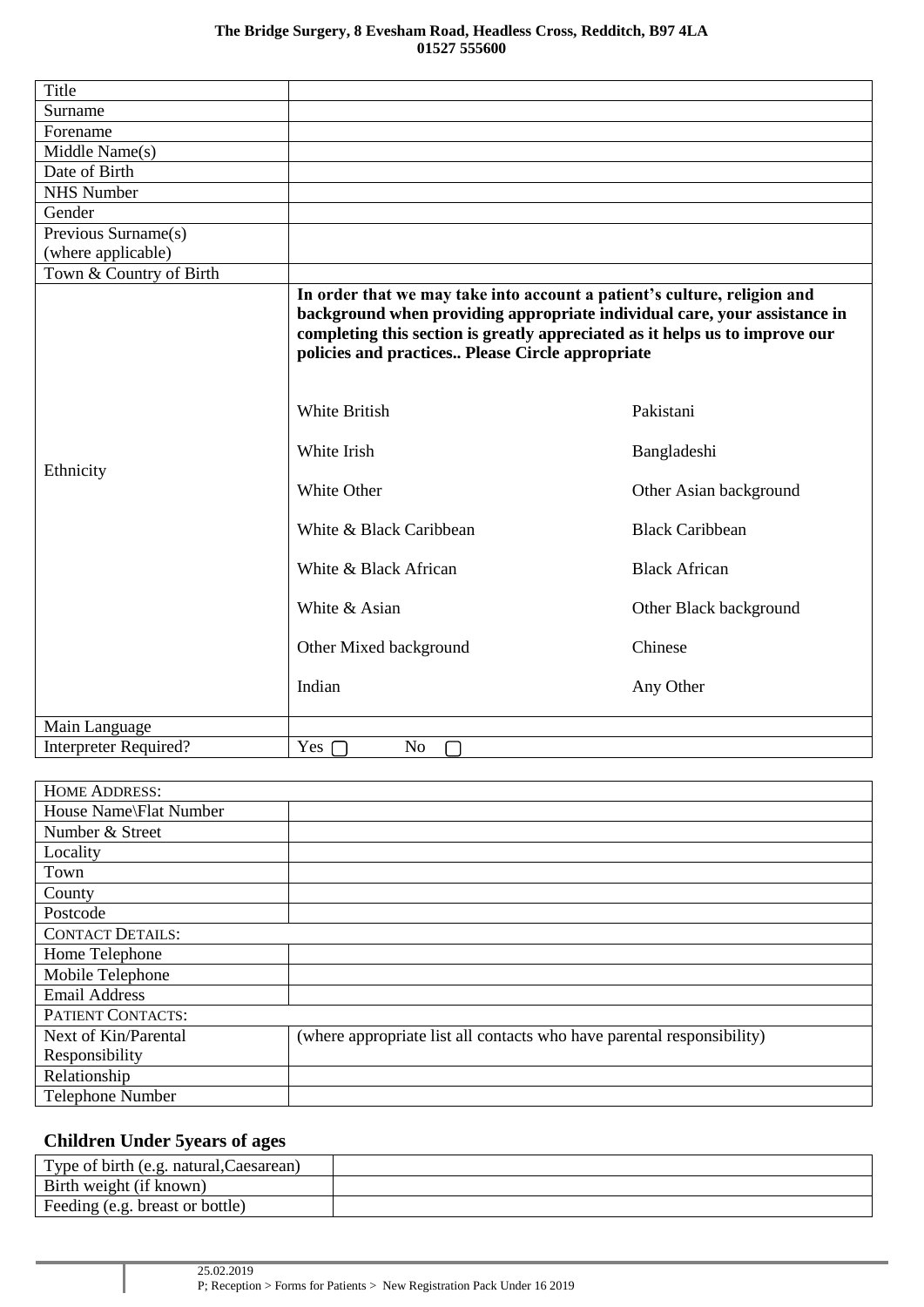**The Bridge Surgery, 8 Evesham Road, Headless Cross, Redditch, B97 4LA**
**01527 555600**

| Title | | |
|---|---|---|
| Surname | | |
| Forename | | |
| Middle Name(s) | | |
| Date of Birth | | |
| NHS Number | | |
| Gender | | |
| Previous Surname(s) (where applicable) | | |
| Town & Country of Birth | | |
| Ethnicity | **In order that we may take into account a patient's culture, religion and background when providing appropriate individual care, your assistance in completing this section is greatly appreciated as it helps us to improve our policies and practices.. Please Circle appropriate** | |
| | White British | Pakistani |
| | White Irish | Bangladeshi |
| | White Other | Other Asian background |
| | White & Black Caribbean | Black Caribbean |
| | White & Black African | Black African |
| | White & Asian | Other Black background |
| | Other Mixed background | Chinese |
| | Indian | Any Other |
| Main Language | | |
| Interpreter Required? | Yes ☐ No ☐ | |

| HOME ADDRESS: | |
|---|---|
| House Name\Flat Number | |
| Number & Street | |
| Locality | |
| Town | |
| County | |
| Postcode | |
| CONTACT DETAILS: | |
| Home Telephone | |
| Mobile Telephone | |
| Email Address | |
| PATIENT CONTACTS: | |
| Next of Kin/Parental Responsibility | (where appropriate list all contacts who have parental responsibility) |
| Relationship | |
| Telephone Number | |

## Children Under 5years of ages

| Type of birth (e.g. natural,Caesarean) | |
|---|---|
| Birth weight (if known) | |
| Feeding (e.g. breast or bottle) | |

25.02.2019
P; Reception > Forms for Patients > New Registration Pack Under 16 2019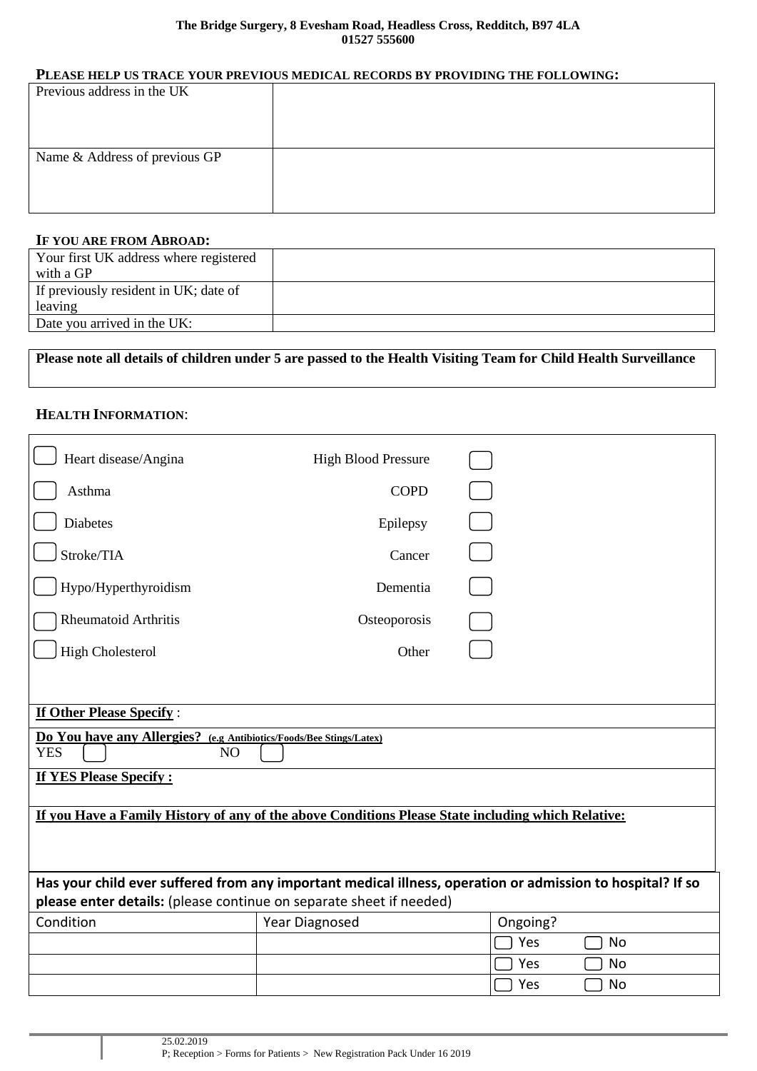**The Bridge Surgery, 8 Evesham Road, Headless Cross, Redditch, B97 4LA**
**01527 555600**

### PLEASE HELP US TRACE YOUR PREVIOUS MEDICAL RECORDS BY PROVIDING THE FOLLOWING:

| | |
|---|---|
| Previous address in the UK | |
| Name & Address of previous GP | |

### IF YOU ARE FROM ABROAD:

| | |
|---|---|
| Your first UK address where registered with a GP | |
| If previously resident in UK; date of leaving | |
| Date you arrived in the UK: | |

**Please note all details of children under 5 are passed to the Health Visiting Team for Child Health Surveillance**

### HEALTH INFORMATION:

| | |
|---|---|
| ☐ Heart disease/Angina | High Blood Pressure ☐ |
| ☐ Asthma | COPD ☐ |
| ☐ Diabetes | Epilepsy ☐ |
| ☐ Stroke/TIA | Cancer ☐ |
| ☐ Hypo/Hyperthyroidism | Dementia ☐ |
| ☐ Rheumatoid Arthritis | Osteoporosis ☐ |
| ☐ High Cholesterol | Other ☐ |

**If Other Please Specify** :

**Do You have any Allergies?** **(e.g Antibiotics/Foods/Bee Stings/Latex)**
YES ☐ NO ☐

**If YES Please Specify :**

**If you Have a Family History of any of the above Conditions Please State including which Relative:**

**Has your child ever suffered from any important medical illness, operation or admission to hospital? If so please enter details:** (please continue on separate sheet if needed)

| Condition | Year Diagnosed | Ongoing? |
|---|---|---|
| | | ☐ Yes ☐ No |
| | | ☐ Yes ☐ No |
| | | ☐ Yes ☐ No |

25.02.2019
P; Reception > Forms for Patients > New Registration Pack Under 16 2019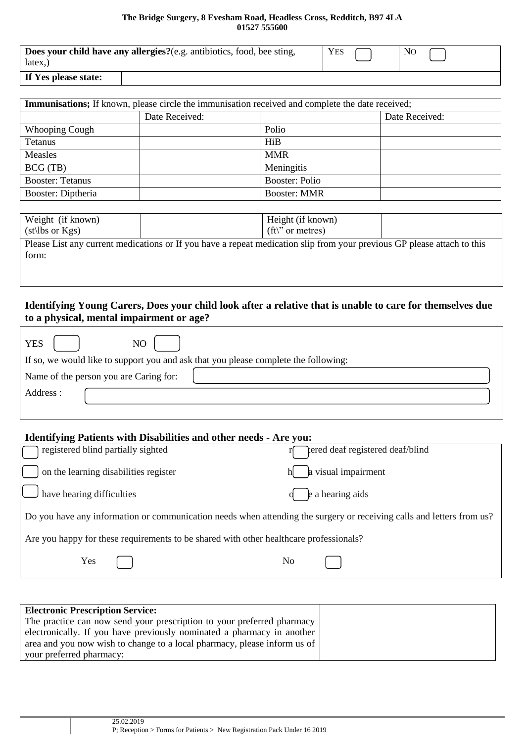**The Bridge Surgery, 8 Evesham Road, Headless Cross, Redditch, B97 4LA**
**01527 555600**

| **Does your child have any allergies?**(e.g. antibiotics, food, bee sting, latex,) | YES ☐ | NO ☐ |
|---|---|---|
| **If Yes please state:** | | |

| **Immunisations;** If known, please circle the immunisation received and complete the date received; | | | |
|---|---|---|---|
| | Date Received: | | Date Received: |
| Whooping Cough | | Polio | |
| Tetanus | | HiB | |
| Measles | | MMR | |
| BCG (TB) | | Meningitis | |
| Booster: Tetanus | | Booster: Polio | |
| Booster: Diptheria | | Booster: MMR | |

| Weight (if known) (st\lbs or Kgs) | | Height (if known) (ft\" or metres) | |
|---|---|---|---|
| Please List any current medications or If you have a repeat medication slip from your previous GP please attach to this form: | | | |

**Identifying Young Carers, Does your child look after a relative that is unable to care for themselves due to a physical, mental impairment or age?**

YES ☐ NO ☐

If so, we would like to support you and ask that you please complete the following:

Name of the person you are Caring for:

Address :

**Identifying Patients with Disabilities and other needs - Are you:**

☐ registered blind partially sighted
☐ registered deaf registered deaf/blind
☐ on the learning disabilities register
☐ have a visual impairment
☐ have hearing difficulties
☐ use a hearing aids

Do you have any information or communication needs when attending the surgery or receiving calls and letters from us?

Are you happy for these requirements to be shared with other healthcare professionals?

Yes ☐ No ☐

| **Electronic Prescription Service:** The practice can now send your prescription to your preferred pharmacy electronically. If you have previously nominated a pharmacy in another area and you now wish to change to a local pharmacy, please inform us of your preferred pharmacy: | |
|---|---|

25.02.2019
P; Reception > Forms for Patients > New Registration Pack Under 16 2019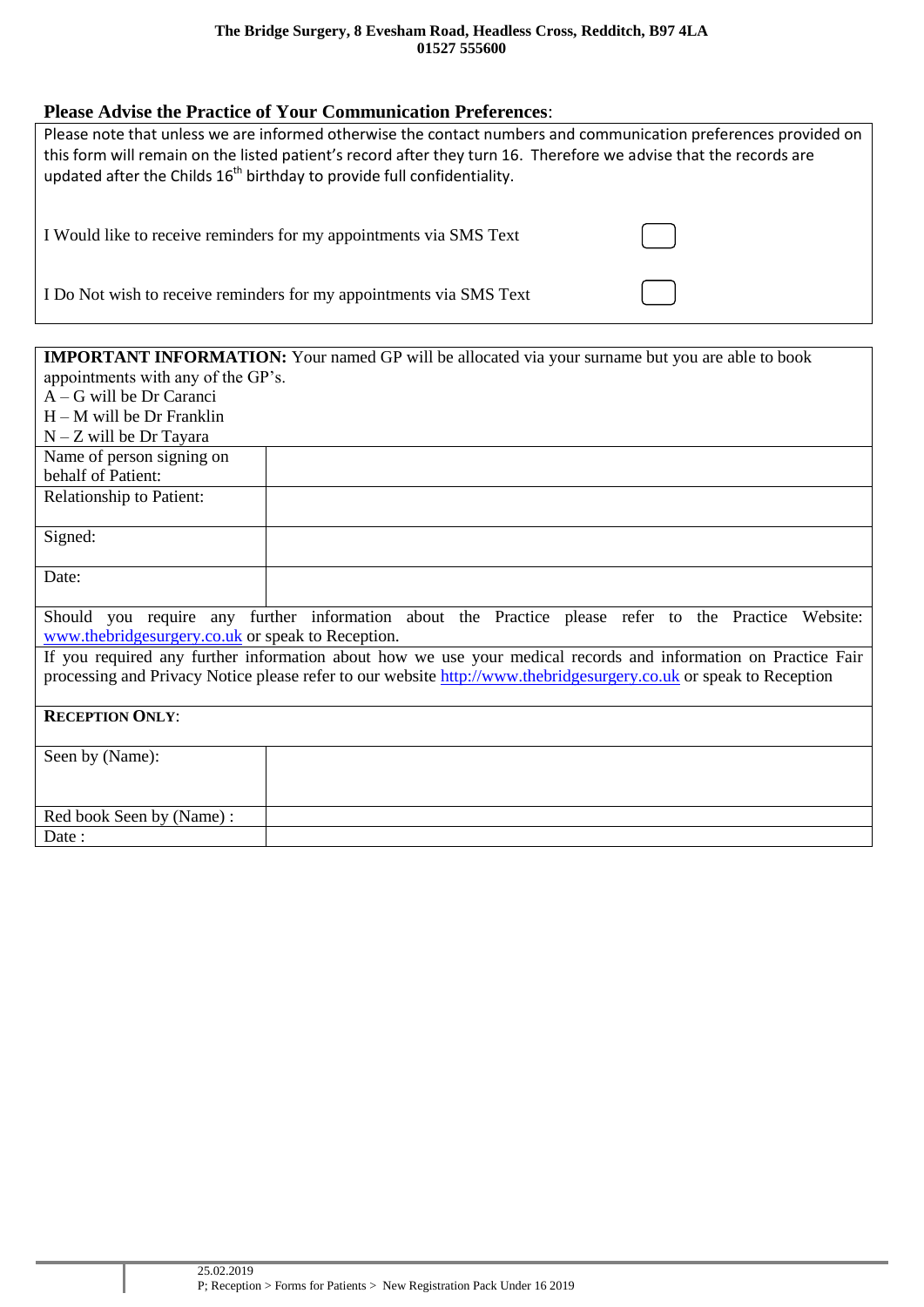## Please Advise the Practice of Your Communication Preferences:

Please note that unless we are informed otherwise the contact numbers and communication preferences provided on this form will remain on the listed patient's record after they turn 16. Therefore we advise that the records are updated after the Childs 16th birthday to provide full confidentiality.

I Would like to receive reminders for my appointments via SMS Text ☐

I Do Not wish to receive reminders for my appointments via SMS Text ☐

**IMPORTANT INFORMATION:** Your named GP will be allocated via your surname but you are able to book appointments with any of the GP's.

A – G will be Dr Caranci
H – M will be Dr Franklin
N – Z will be Dr Tayara

| | |
|---|---|
| Name of person signing on behalf of Patient: | |
| Relationship to Patient: | |
| Signed: | |
| Date: | |

Should you require any further information about the Practice please refer to the Practice Website: www.thebridgesurgery.co.uk or speak to Reception.

If you required any further information about how we use your medical records and information on Practice Fair processing and Privacy Notice please refer to our website http://www.thebridgesurgery.co.uk or speak to Reception

**RECEPTION ONLY**:

| | |
|---|---|
| Seen by (Name): | |
| Red book Seen by (Name) : | |
| Date : | |